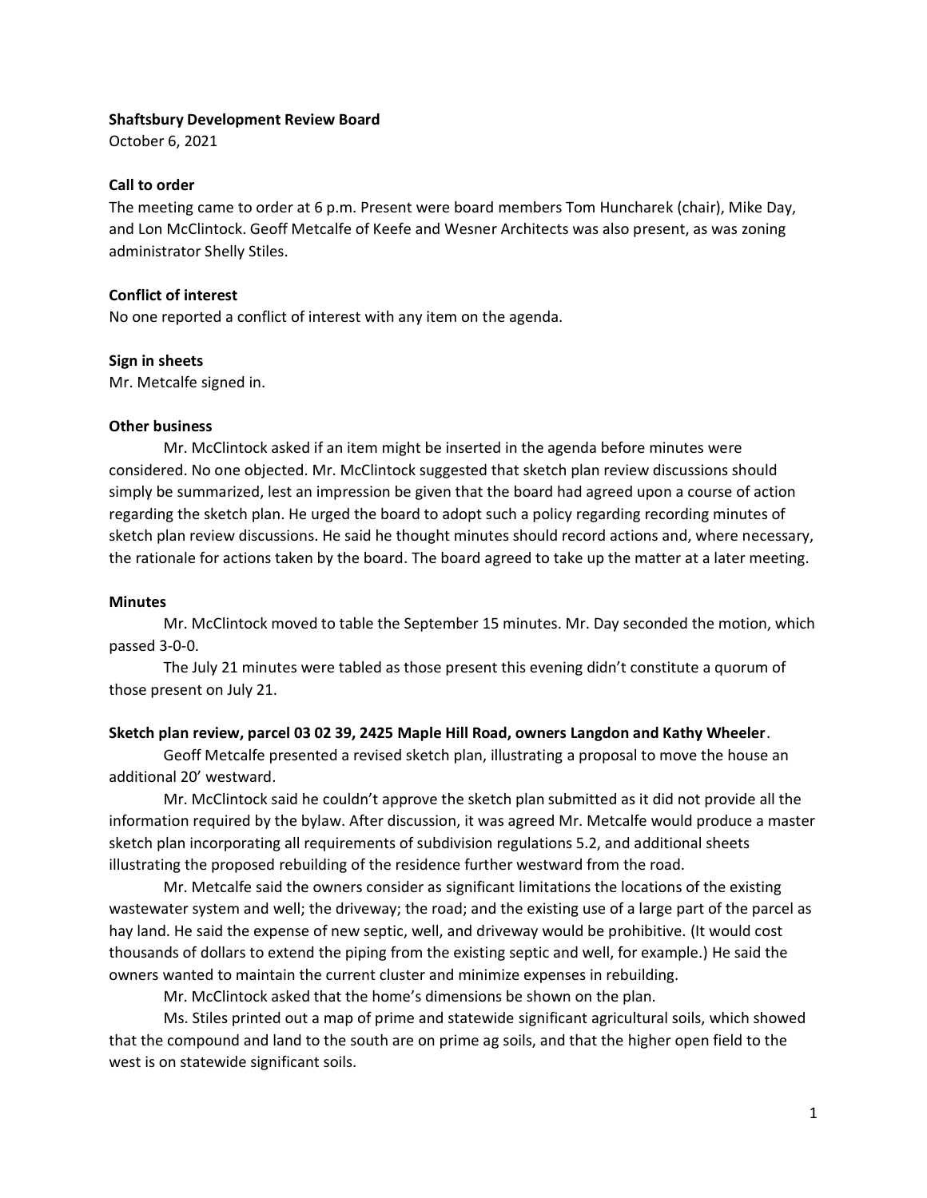**Shaftsbury Development Review Board**

October 6, 2021

**Call to order**

The meeting came to order at 6 p.m. Present were board members Tom Huncharek (chair), Mike Day, and Lon McClintock. Geoff Metcalfe of Keefe and Wesner Architects was also present, as was zoning administrator Shelly Stiles.

**Conflict of interest**

No one reported a conflict of interest with any item on the agenda.

**Sign in sheets**

Mr. Metcalfe signed in.

**Other business**

Mr. McClintock asked if an item might be inserted in the agenda before minutes were considered. No one objected. Mr. McClintock suggested that sketch plan review discussions should simply be summarized, lest an impression be given that the board had agreed upon a course of action regarding the sketch plan. He urged the board to adopt such a policy regarding recording minutes of sketch plan review discussions. He said he thought minutes should record actions and, where necessary, the rationale for actions taken by the board. The board agreed to take up the matter at a later meeting.

**Minutes**

Mr. McClintock moved to table the September 15 minutes. Mr. Day seconded the motion, which passed 3-0-0.

The July 21 minutes were tabled as those present this evening didn't constitute a quorum of those present on July 21.

**Sketch plan review, parcel 03 02 39, 2425 Maple Hill Road, owners Langdon and Kathy Wheeler**.

Geoff Metcalfe presented a revised sketch plan, illustrating a proposal to move the house an additional 20' westward.

Mr. McClintock said he couldn't approve the sketch plan submitted as it did not provide all the information required by the bylaw. After discussion, it was agreed Mr. Metcalfe would produce a master sketch plan incorporating all requirements of subdivision regulations 5.2, and additional sheets illustrating the proposed rebuilding of the residence further westward from the road.

Mr. Metcalfe said the owners consider as significant limitations the locations of the existing wastewater system and well; the driveway; the road; and the existing use of a large part of the parcel as hay land. He said the expense of new septic, well, and driveway would be prohibitive. (It would cost thousands of dollars to extend the piping from the existing septic and well, for example.) He said the owners wanted to maintain the current cluster and minimize expenses in rebuilding.

Mr. McClintock asked that the home's dimensions be shown on the plan.

Ms. Stiles printed out a map of prime and statewide significant agricultural soils, which showed that the compound and land to the south are on prime ag soils, and that the higher open field to the west is on statewide significant soils.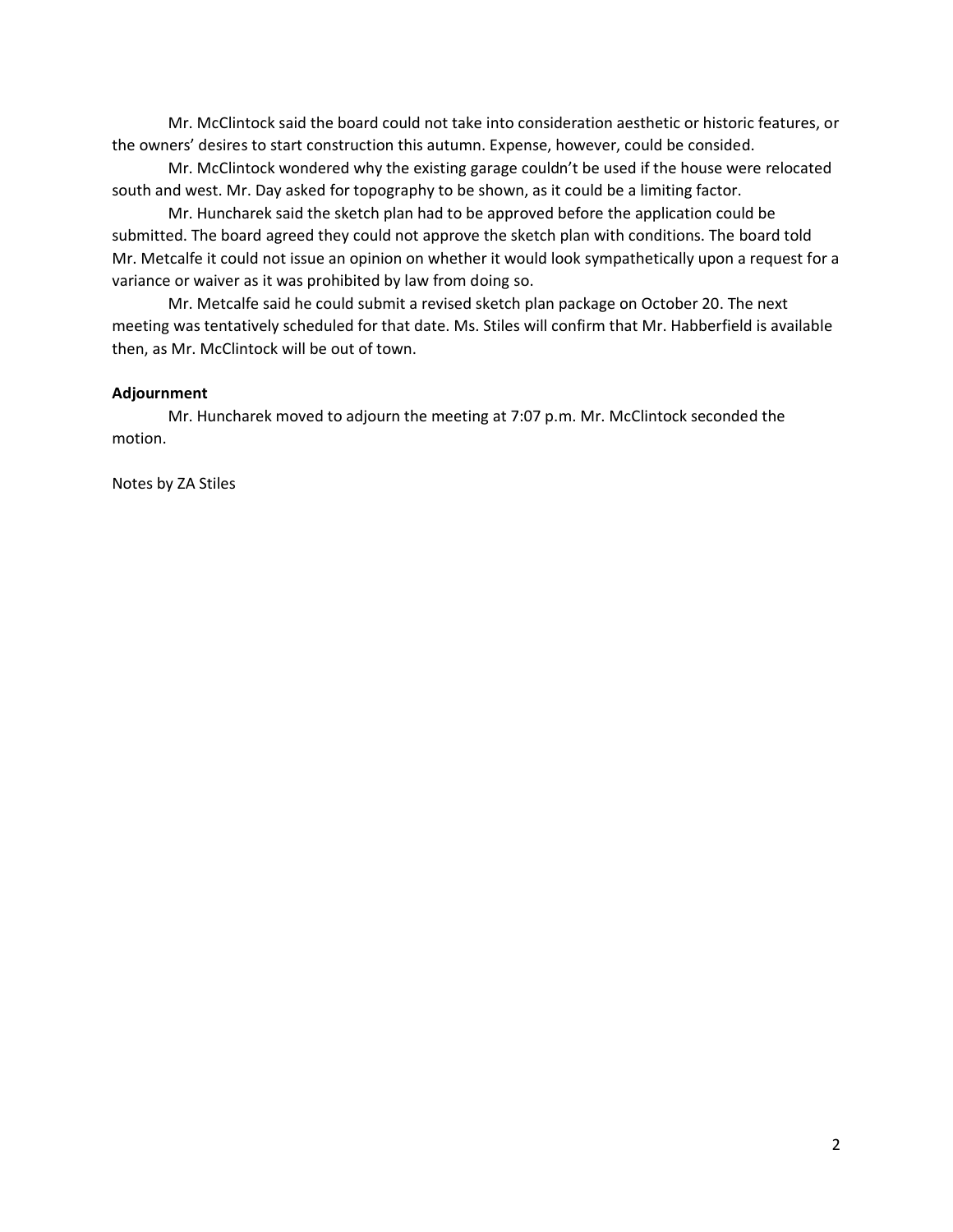Mr. McClintock said the board could not take into consideration aesthetic or historic features, or the owners' desires to start construction this autumn. Expense, however, could be consided.

Mr. McClintock wondered why the existing garage couldn't be used if the house were relocated south and west. Mr. Day asked for topography to be shown, as it could be a limiting factor.

Mr. Huncharek said the sketch plan had to be approved before the application could be submitted. The board agreed they could not approve the sketch plan with conditions. The board told Mr. Metcalfe it could not issue an opinion on whether it would look sympathetically upon a request for a variance or waiver as it was prohibited by law from doing so.

Mr. Metcalfe said he could submit a revised sketch plan package on October 20. The next meeting was tentatively scheduled for that date. Ms. Stiles will confirm that Mr. Habberfield is available then, as Mr. McClintock will be out of town.

**Adjournment**

Mr. Huncharek moved to adjourn the meeting at 7:07 p.m. Mr. McClintock seconded the motion.

Notes by ZA Stiles